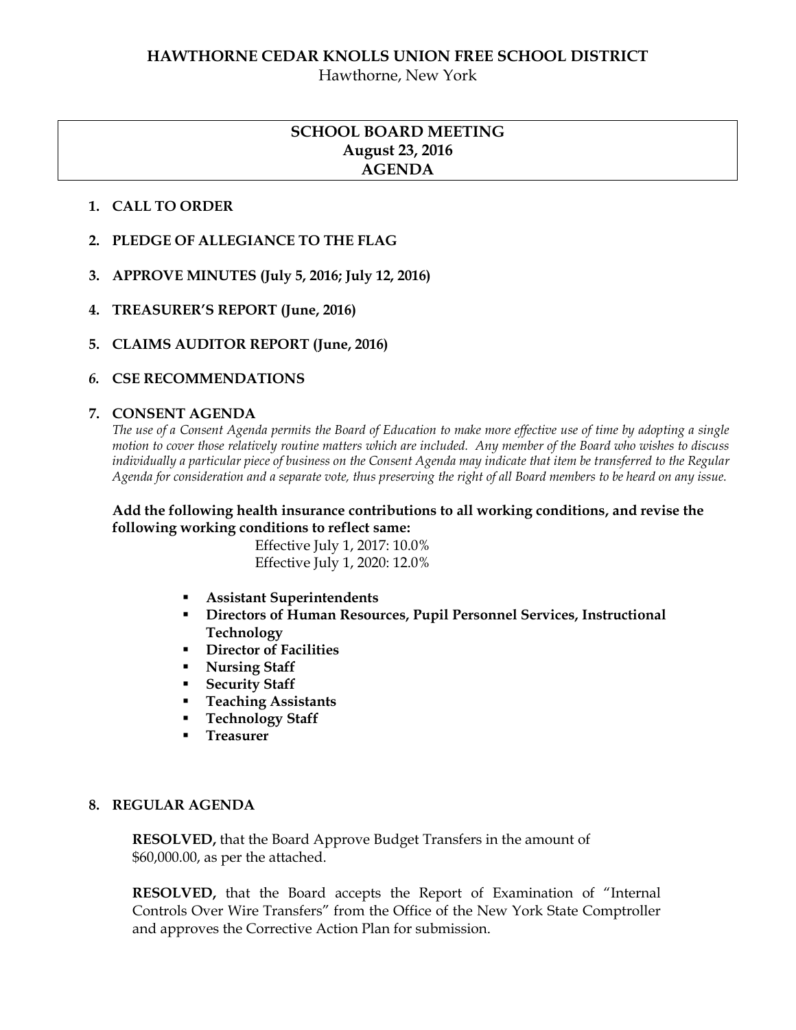# HAWTHORNE CEDAR KNOLLS UNION FREE SCHOOL DISTRICT

Hawthorne, New York

## SCHOOL BOARD MEETING
## August 23, 2016
## AGENDA

1. **CALL TO ORDER**

2. **PLEDGE OF ALLEGIANCE TO THE FLAG**

3. **APPROVE MINUTES (July 5, 2016; July 12, 2016)**

4. **TREASURER'S REPORT (June, 2016)**

5. **CLAIMS AUDITOR REPORT (June, 2016)**

6. **CSE RECOMMENDATIONS**

7. **CONSENT AGENDA**

   *The use of a Consent Agenda permits the Board of Education to make more effective use of time by adopting a single motion to cover those relatively routine matters which are included. Any member of the Board who wishes to discuss individually a particular piece of business on the Consent Agenda may indicate that item be transferred to the Regular Agenda for consideration and a separate vote, thus preserving the right of all Board members to be heard on any issue.*

   **Add the following health insurance contributions to all working conditions, and revise the following working conditions to reflect same:**

   Effective July 1, 2017: 10.0%
   Effective July 1, 2020: 12.0%

   - **Assistant Superintendents**
   - **Directors of Human Resources, Pupil Personnel Services, Instructional Technology**
   - **Director of Facilities**
   - **Nursing Staff**
   - **Security Staff**
   - **Teaching Assistants**
   - **Technology Staff**
   - **Treasurer**

8. **REGULAR AGENDA**

   **RESOLVED,** that the Board Approve Budget Transfers in the amount of $60,000.00, as per the attached.

   **RESOLVED,** that the Board accepts the Report of Examination of "Internal Controls Over Wire Transfers" from the Office of the New York State Comptroller and approves the Corrective Action Plan for submission.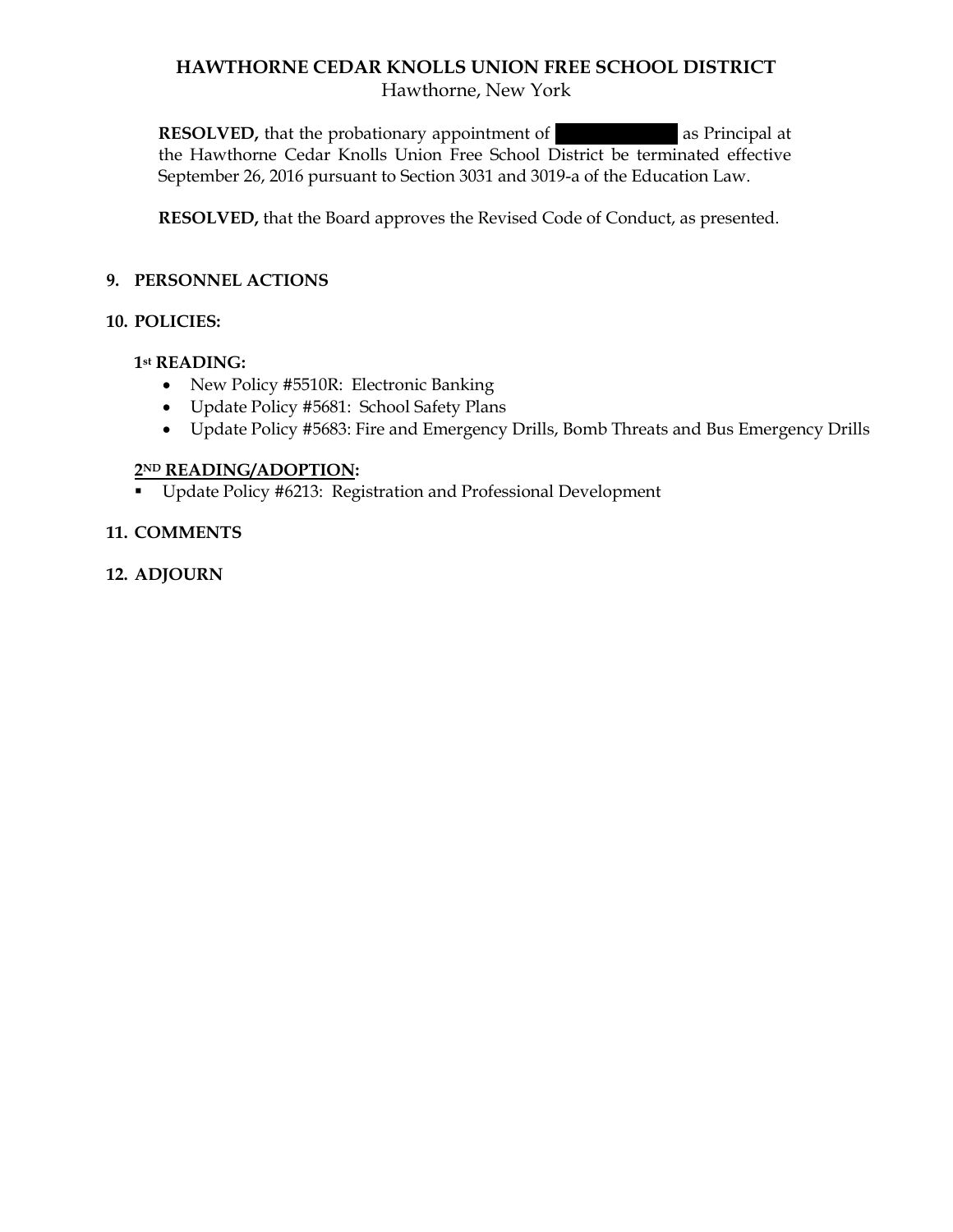**HAWTHORNE CEDAR KNOLLS UNION FREE SCHOOL DISTRICT**
Hawthorne, New York

**RESOLVED,** that the probationary appointment of ███████████ as Principal at the Hawthorne Cedar Knolls Union Free School District be terminated effective September 26, 2016 pursuant to Section 3031 and 3019-a of the Education Law.

**RESOLVED,** that the Board approves the Revised Code of Conduct, as presented.

**9. PERSONNEL ACTIONS**

**10. POLICIES:**

**1st READING:**

- New Policy #5510R: Electronic Banking
- Update Policy #5681: School Safety Plans
- Update Policy #5683: Fire and Emergency Drills, Bomb Threats and Bus Emergency Drills

**2ND READING/ADOPTION:**

- Update Policy #6213: Registration and Professional Development

**11. COMMENTS**

**12. ADJOURN**